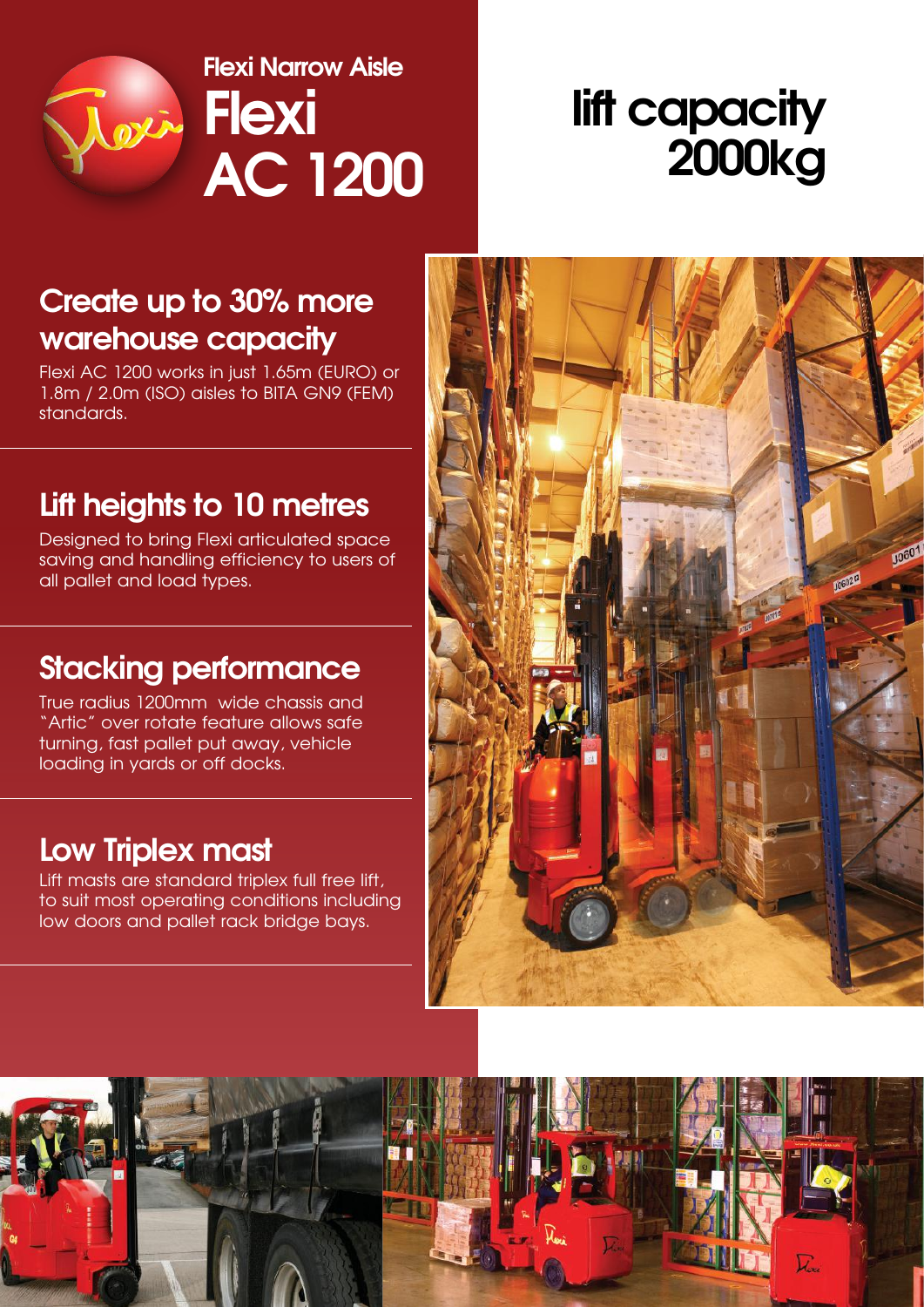Flexi Narrow Aisle

# Flexi AC 1200

## lift capacity 2000kg

## Create up to 30% more warehouse capacity

Flexi AC 1200 works in just 1.65m (EURO) or 1.8m / 2.0m (ISO) aisles to BITA GN9 (FEM) standards.

## Lift heights to 10 metres

Designed to bring Flexi articulated space saving and handling efficiency to users of all pallet and load types.

## Stacking performance

True radius 1200mm wide chassis and "Artic" over rotate feature allows safe turning, fast pallet put away, vehicle loading in yards or off docks.

## Low Triplex mast

Lift masts are standard triplex full free lift, to suit most operating conditions including low doors and pallet rack bridge bays.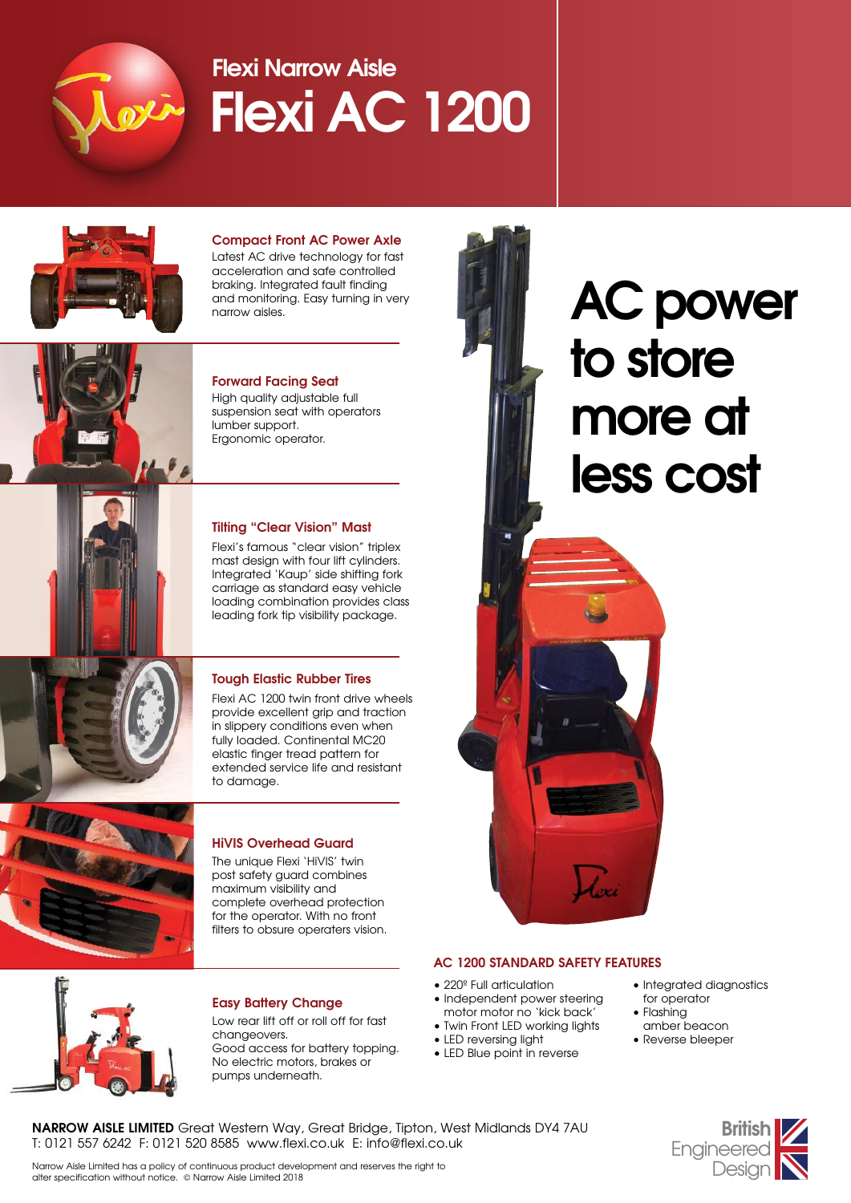## Flexi Narrow Aisle

# Flexi AC 1200

### Compact Front AC Power Axle

Latest AC drive technology for fast acceleration and safe controlled braking. Integrated fault finding and monitoring. Easy turning in very narrow aisles.

### Forward Facing Seat

High quality adjustable full suspension seat with operators lumber support.
Ergonomic operator.

### Tilting "Clear Vision" Mast

Flexi's famous "clear vision" triplex mast design with four lift cylinders. Integrated 'Kaup' side shifting fork carriage as standard easy vehicle loading combination provides class leading fork tip visibility package.

### Tough Elastic Rubber Tires

Flexi AC 1200 twin front drive wheels provide excellent grip and traction in slippery conditions even when fully loaded. Continental MC20 elastic finger tread pattern for extended service life and resistant to damage.

### HiVIS Overhead Guard

The unique Flexi 'HiVIS' twin post safety guard combines maximum visibility and complete overhead protection for the operator. With no front filters to obsure operaters vision.

### Easy Battery Change

Low rear lift off or roll off for fast changeovers.
Good access for battery topping.
No electric motors, brakes or pumps underneath.

## AC power to store more at less cost

### AC 1200 STANDARD SAFETY FEATURES

- 220º Full articulation
- Independent power steering motor motor no 'kick back'
- Twin Front LED working lights
- LED reversing light
- LED Blue point in reverse
- Integrated diagnostics for operator
- Flashing amber beacon
- Reverse bleeper

**NARROW AISLE LIMITED** Great Western Way, Great Bridge, Tipton, West Midlands DY4 7AU
T: 0121 557 6242 F: 0121 520 8585 www.flexi.co.uk E: info@flexi.co.uk

British Engineered Design

Narrow Aisle Limited has a policy of continuous product development and reserves the right to alter specification without notice. © Narrow Aisle Limited 2018